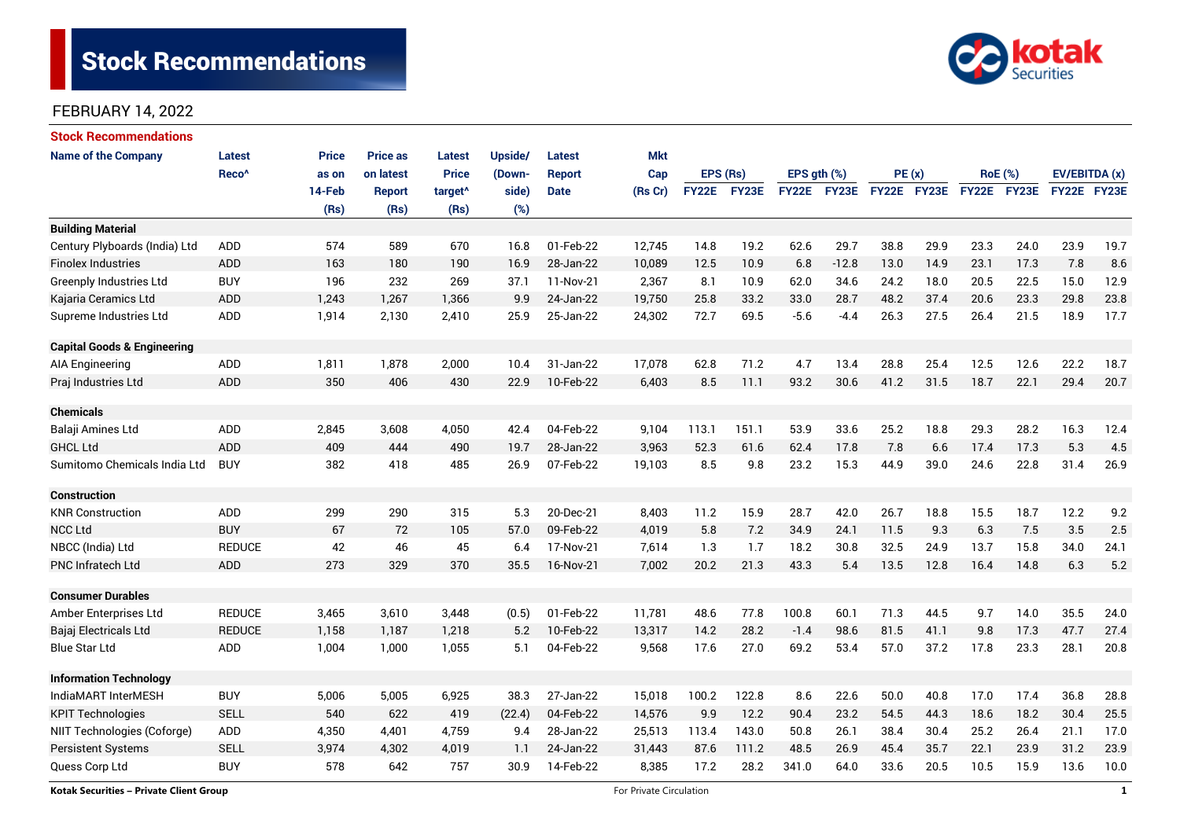# Stock Recommendations

FEBRUARY 14, 2022

## Stock Recommendations

| Name of the Company | Latest Reco^ | Price as on 14-Feb (Rs) | Price as on latest Report (Rs) | Latest Price target^ (Rs) | Upside/ (Down-side) (%) | Latest Report Date | Mkt Cap (Rs Cr) | EPS (Rs) | | EPS gth (%) | | PE (x) | | RoE (%) | | EV/EBITDA (x) | |
|---|---|---|---|---|---|---|---|---|---|---|---|---|---|---|---|---|---|
| | | | | | | | | FY22E | FY23E | FY22E | FY23E | FY22E | FY23E | FY22E | FY23E | FY22E | FY23E |
| **Building Material** | | | | | | | | | | | | | | | | | |
| Century Plyboards (India) Ltd | ADD | 574 | 589 | 670 | 16.8 | 01-Feb-22 | 12,745 | 14.8 | 19.2 | 62.6 | 29.7 | 38.8 | 29.9 | 23.3 | 24.0 | 23.9 | 19.7 |
| Finolex Industries | ADD | 163 | 180 | 190 | 16.9 | 28-Jan-22 | 10,089 | 12.5 | 10.9 | 6.8 | -12.8 | 13.0 | 14.9 | 23.1 | 17.3 | 7.8 | 8.6 |
| Greenply Industries Ltd | BUY | 196 | 232 | 269 | 37.1 | 11-Nov-21 | 2,367 | 8.1 | 10.9 | 62.0 | 34.6 | 24.2 | 18.0 | 20.5 | 22.5 | 15.0 | 12.9 |
| Kajaria Ceramics Ltd | ADD | 1,243 | 1,267 | 1,366 | 9.9 | 24-Jan-22 | 19,750 | 25.8 | 33.2 | 33.0 | 28.7 | 48.2 | 37.4 | 20.6 | 23.3 | 29.8 | 23.8 |
| Supreme Industries Ltd | ADD | 1,914 | 2,130 | 2,410 | 25.9 | 25-Jan-22 | 24,302 | 72.7 | 69.5 | -5.6 | -4.4 | 26.3 | 27.5 | 26.4 | 21.5 | 18.9 | 17.7 |
| **Capital Goods & Engineering** | | | | | | | | | | | | | | | | | |
| AIA Engineering | ADD | 1,811 | 1,878 | 2,000 | 10.4 | 31-Jan-22 | 17,078 | 62.8 | 71.2 | 4.7 | 13.4 | 28.8 | 25.4 | 12.5 | 12.6 | 22.2 | 18.7 |
| Praj Industries Ltd | ADD | 350 | 406 | 430 | 22.9 | 10-Feb-22 | 6,403 | 8.5 | 11.1 | 93.2 | 30.6 | 41.2 | 31.5 | 18.7 | 22.1 | 29.4 | 20.7 |
| **Chemicals** | | | | | | | | | | | | | | | | | |
| Balaji Amines Ltd | ADD | 2,845 | 3,608 | 4,050 | 42.4 | 04-Feb-22 | 9,104 | 113.1 | 151.1 | 53.9 | 33.6 | 25.2 | 18.8 | 29.3 | 28.2 | 16.3 | 12.4 |
| GHCL Ltd | ADD | 409 | 444 | 490 | 19.7 | 28-Jan-22 | 3,963 | 52.3 | 61.6 | 62.4 | 17.8 | 7.8 | 6.6 | 17.4 | 17.3 | 5.3 | 4.5 |
| Sumitomo Chemicals India Ltd | BUY | 382 | 418 | 485 | 26.9 | 07-Feb-22 | 19,103 | 8.5 | 9.8 | 23.2 | 15.3 | 44.9 | 39.0 | 24.6 | 22.8 | 31.4 | 26.9 |
| **Construction** | | | | | | | | | | | | | | | | | |
| KNR Construction | ADD | 299 | 290 | 315 | 5.3 | 20-Dec-21 | 8,403 | 11.2 | 15.9 | 28.7 | 42.0 | 26.7 | 18.8 | 15.5 | 18.7 | 12.2 | 9.2 |
| NCC Ltd | BUY | 67 | 72 | 105 | 57.0 | 09-Feb-22 | 4,019 | 5.8 | 7.2 | 34.9 | 24.1 | 11.5 | 9.3 | 6.3 | 7.5 | 3.5 | 2.5 |
| NBCC (India) Ltd | REDUCE | 42 | 46 | 45 | 6.4 | 17-Nov-21 | 7,614 | 1.3 | 1.7 | 18.2 | 30.8 | 32.5 | 24.9 | 13.7 | 15.8 | 34.0 | 24.1 |
| PNC Infratech Ltd | ADD | 273 | 329 | 370 | 35.5 | 16-Nov-21 | 7,002 | 20.2 | 21.3 | 43.3 | 5.4 | 13.5 | 12.8 | 16.4 | 14.8 | 6.3 | 5.2 |
| **Consumer Durables** | | | | | | | | | | | | | | | | | |
| Amber Enterprises Ltd | REDUCE | 3,465 | 3,610 | 3,448 | (0.5) | 01-Feb-22 | 11,781 | 48.6 | 77.8 | 100.8 | 60.1 | 71.3 | 44.5 | 9.7 | 14.0 | 35.5 | 24.0 |
| Bajaj Electricals Ltd | REDUCE | 1,158 | 1,187 | 1,218 | 5.2 | 10-Feb-22 | 13,317 | 14.2 | 28.2 | -1.4 | 98.6 | 81.5 | 41.1 | 9.8 | 17.3 | 47.7 | 27.4 |
| Blue Star Ltd | ADD | 1,004 | 1,000 | 1,055 | 5.1 | 04-Feb-22 | 9,568 | 17.6 | 27.0 | 69.2 | 53.4 | 57.0 | 37.2 | 17.8 | 23.3 | 28.1 | 20.8 |
| **Information Technology** | | | | | | | | | | | | | | | | | |
| IndiaMART InterMESH | BUY | 5,006 | 5,005 | 6,925 | 38.3 | 27-Jan-22 | 15,018 | 100.2 | 122.8 | 8.6 | 22.6 | 50.0 | 40.8 | 17.0 | 17.4 | 36.8 | 28.8 |
| KPIT Technologies | SELL | 540 | 622 | 419 | (22.4) | 04-Feb-22 | 14,576 | 9.9 | 12.2 | 90.4 | 23.2 | 54.5 | 44.3 | 18.6 | 18.2 | 30.4 | 25.5 |
| NIIT Technologies (Coforge) | ADD | 4,350 | 4,401 | 4,759 | 9.4 | 28-Jan-22 | 25,513 | 113.4 | 143.0 | 50.8 | 26.1 | 38.4 | 30.4 | 25.2 | 26.4 | 21.1 | 17.0 |
| Persistent Systems | SELL | 3,974 | 4,302 | 4,019 | 1.1 | 24-Jan-22 | 31,443 | 87.6 | 111.2 | 48.5 | 26.9 | 45.4 | 35.7 | 22.1 | 23.9 | 31.2 | 23.9 |
| Quess Corp Ltd | BUY | 578 | 642 | 757 | 30.9 | 14-Feb-22 | 8,385 | 17.2 | 28.2 | 341.0 | 64.0 | 33.6 | 20.5 | 10.5 | 15.9 | 13.6 | 10.0 |

Kotak Securities – Private Client Group — For Private Circulation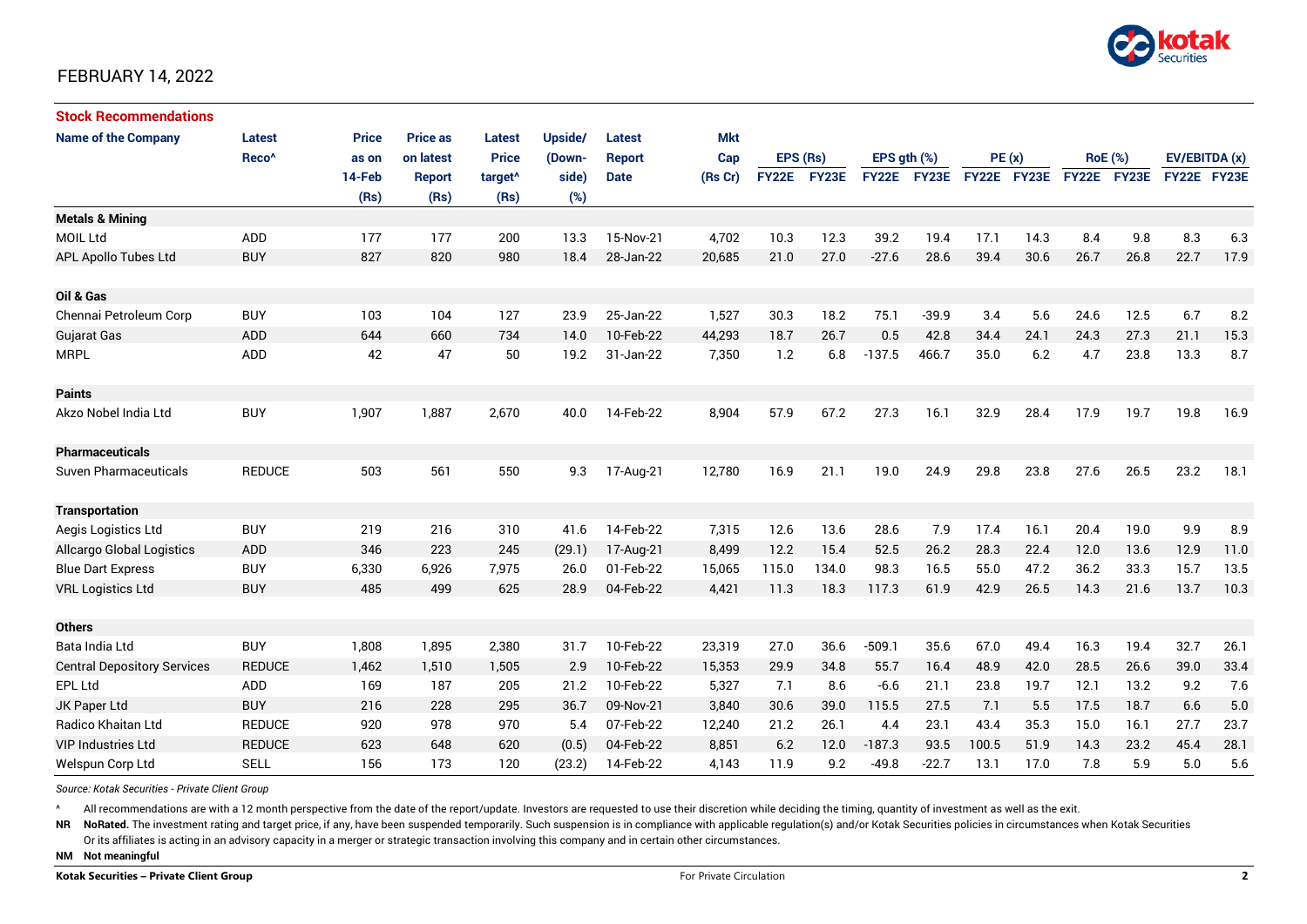FEBRUARY 14, 2022

**Stock Recommendations**

| Name of the Company | Latest Reco^ | Price as on 14-Feb (Rs) | Price as on latest Report (Rs) | Latest Price target^ (Rs) | Upside/ (Down-side) (%) | Latest Report Date | Mkt Cap (Rs Cr) | EPS (Rs) | | EPS gth (%) | | PE (x) | | RoE (%) | | EV/EBITDA (x) | |
|---|---|---|---|---|---|---|---|---|---|---|---|---|---|---|---|---|---|
| | | | | | | | | FY22E | FY23E | FY22E | FY23E | FY22E | FY23E | FY22E | FY23E | FY22E | FY23E |
| **Metals & Mining** | | | | | | | | | | | | | | | | | |
| MOIL Ltd | ADD | 177 | 177 | 200 | 13.3 | 15-Nov-21 | 4,702 | 10.3 | 12.3 | 39.2 | 19.4 | 17.1 | 14.3 | 8.4 | 9.8 | 8.3 | 6.3 |
| APL Apollo Tubes Ltd | BUY | 827 | 820 | 980 | 18.4 | 28-Jan-22 | 20,685 | 21.0 | 27.0 | -27.6 | 28.6 | 39.4 | 30.6 | 26.7 | 26.8 | 22.7 | 17.9 |
| **Oil & Gas** | | | | | | | | | | | | | | | | | |
| Chennai Petroleum Corp | BUY | 103 | 104 | 127 | 23.9 | 25-Jan-22 | 1,527 | 30.3 | 18.2 | 75.1 | -39.9 | 3.4 | 5.6 | 24.6 | 12.5 | 6.7 | 8.2 |
| Gujarat Gas | ADD | 644 | 660 | 734 | 14.0 | 10-Feb-22 | 44,293 | 18.7 | 26.7 | 0.5 | 42.8 | 34.4 | 24.1 | 24.3 | 27.3 | 21.1 | 15.3 |
| MRPL | ADD | 42 | 47 | 50 | 19.2 | 31-Jan-22 | 7,350 | 1.2 | 6.8 | -137.5 | 466.7 | 35.0 | 6.2 | 4.7 | 23.8 | 13.3 | 8.7 |
| **Paints** | | | | | | | | | | | | | | | | | |
| Akzo Nobel India Ltd | BUY | 1,907 | 1,887 | 2,670 | 40.0 | 14-Feb-22 | 8,904 | 57.9 | 67.2 | 27.3 | 16.1 | 32.9 | 28.4 | 17.9 | 19.7 | 19.8 | 16.9 |
| **Pharmaceuticals** | | | | | | | | | | | | | | | | | |
| Suven Pharmaceuticals | REDUCE | 503 | 561 | 550 | 9.3 | 17-Aug-21 | 12,780 | 16.9 | 21.1 | 19.0 | 24.9 | 29.8 | 23.8 | 27.6 | 26.5 | 23.2 | 18.1 |
| **Transportation** | | | | | | | | | | | | | | | | | |
| Aegis Logistics Ltd | BUY | 219 | 216 | 310 | 41.6 | 14-Feb-22 | 7,315 | 12.6 | 13.6 | 28.6 | 7.9 | 17.4 | 16.1 | 20.4 | 19.0 | 9.9 | 8.9 |
| Allcargo Global Logistics | ADD | 346 | 223 | 245 | (29.1) | 17-Aug-21 | 8,499 | 12.2 | 15.4 | 52.5 | 26.2 | 28.3 | 22.4 | 12.0 | 13.6 | 12.9 | 11.0 |
| Blue Dart Express | BUY | 6,330 | 6,926 | 7,975 | 26.0 | 01-Feb-22 | 15,065 | 115.0 | 134.0 | 98.3 | 16.5 | 55.0 | 47.2 | 36.2 | 33.3 | 15.7 | 13.5 |
| VRL Logistics Ltd | BUY | 485 | 499 | 625 | 28.9 | 04-Feb-22 | 4,421 | 11.3 | 18.3 | 117.3 | 61.9 | 42.9 | 26.5 | 14.3 | 21.6 | 13.7 | 10.3 |
| **Others** | | | | | | | | | | | | | | | | | |
| Bata India Ltd | BUY | 1,808 | 1,895 | 2,380 | 31.7 | 10-Feb-22 | 23,319 | 27.0 | 36.6 | -509.1 | 35.6 | 67.0 | 49.4 | 16.3 | 19.4 | 32.7 | 26.1 |
| Central Depository Services | REDUCE | 1,462 | 1,510 | 1,505 | 2.9 | 10-Feb-22 | 15,353 | 29.9 | 34.8 | 55.7 | 16.4 | 48.9 | 42.0 | 28.5 | 26.6 | 39.0 | 33.4 |
| EPL Ltd | ADD | 169 | 187 | 205 | 21.2 | 10-Feb-22 | 5,327 | 7.1 | 8.6 | -6.6 | 21.1 | 23.8 | 19.7 | 12.1 | 13.2 | 9.2 | 7.6 |
| JK Paper Ltd | BUY | 216 | 228 | 295 | 36.7 | 09-Nov-21 | 3,840 | 30.6 | 39.0 | 115.5 | 27.5 | 7.1 | 5.5 | 17.5 | 18.7 | 6.6 | 5.0 |
| Radico Khaitan Ltd | REDUCE | 920 | 978 | 970 | 5.4 | 07-Feb-22 | 12,240 | 21.2 | 26.1 | 4.4 | 23.1 | 43.4 | 35.3 | 15.0 | 16.1 | 27.7 | 23.7 |
| VIP Industries Ltd | REDUCE | 623 | 648 | 620 | (0.5) | 04-Feb-22 | 8,851 | 6.2 | 12.0 | -187.3 | 93.5 | 100.5 | 51.9 | 14.3 | 23.2 | 45.4 | 28.1 |
| Welspun Corp Ltd | SELL | 156 | 173 | 120 | (23.2) | 14-Feb-22 | 4,143 | 11.9 | 9.2 | -49.8 | -22.7 | 13.1 | 17.0 | 7.8 | 5.9 | 5.0 | 5.6 |

*Source: Kotak Securities - Private Client Group*

^ All recommendations are with a 12 month perspective from the date of the report/update. Investors are requested to use their discretion while deciding the timing, quantity of investment as well as the exit.

**NR NoRated.** The investment rating and target price, if any, have been suspended temporarily. Such suspension is in compliance with applicable regulation(s) and/or Kotak Securities policies in circumstances when Kotak Securities Or its affiliates is acting in an advisory capacity in a merger or strategic transaction involving this company and in certain other circumstances.

**NM Not meaningful**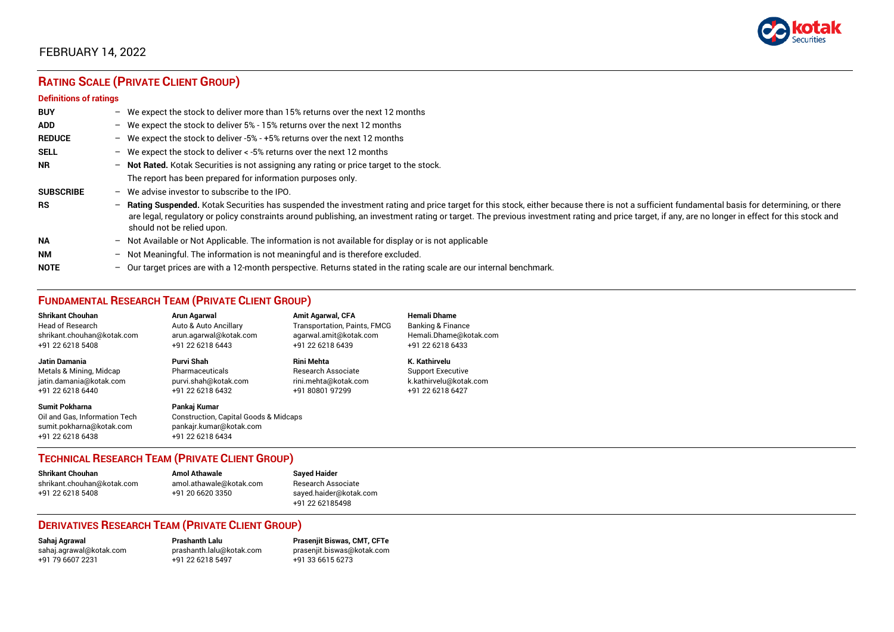FEBRUARY 14, 2022

## RATING SCALE (PRIVATE CLIENT GROUP)

### Definitions of ratings

| | | |
|---|---|---|
| **BUY** | – | We expect the stock to deliver more than 15% returns over the next 12 months |
| **ADD** | – | We expect the stock to deliver 5% - 15% returns over the next 12 months |
| **REDUCE** | – | We expect the stock to deliver -5% - +5% returns over the next 12 months |
| **SELL** | – | We expect the stock to deliver < -5% returns over the next 12 months |
| **NR** | – | **Not Rated.** Kotak Securities is not assigning any rating or price target to the stock. The report has been prepared for information purposes only. |
| **SUBSCRIBE** | – | We advise investor to subscribe to the IPO. |
| **RS** | – | **Rating Suspended.** Kotak Securities has suspended the investment rating and price target for this stock, either because there is not a sufficient fundamental basis for determining, or there are legal, regulatory or policy constraints around publishing, an investment rating or target. The previous investment rating and price target, if any, are no longer in effect for this stock and should not be relied upon. |
| **NA** | – | Not Available or Not Applicable. The information is not available for display or is not applicable |
| **NM** | – | Not Meaningful. The information is not meaningful and is therefore excluded. |
| **NOTE** | – | Our target prices are with a 12-month perspective. Returns stated in the rating scale are our internal benchmark. |

## FUNDAMENTAL RESEARCH TEAM (PRIVATE CLIENT GROUP)

**Shrikant Chouhan**
Head of Research
shrikant.chouhan@kotak.com
+91 22 6218 5408

**Arun Agarwal**
Auto & Auto Ancillary
arun.agarwal@kotak.com
+91 22 6218 6443

**Amit Agarwal, CFA**
Transportation, Paints, FMCG
agarwal.amit@kotak.com
+91 22 6218 6439

**Hemali Dhame**
Banking & Finance
Hemali.Dhame@kotak.com
+91 22 6218 6433

**Jatin Damania**
Metals & Mining, Midcap
jatin.damania@kotak.com
+91 22 6218 6440

**Purvi Shah**
Pharmaceuticals
purvi.shah@kotak.com
+91 22 6218 6432

**Rini Mehta**
Research Associate
rini.mehta@kotak.com
+91 80801 97299

**K. Kathirvelu**
Support Executive
k.kathirvelu@kotak.com
+91 22 6218 6427

**Sumit Pokharna**
Oil and Gas, Information Tech
sumit.pokharna@kotak.com
+91 22 6218 6438

**Pankaj Kumar**
Construction, Capital Goods & Midcaps
pankajr.kumar@kotak.com
+91 22 6218 6434

## TECHNICAL RESEARCH TEAM (PRIVATE CLIENT GROUP)

**Shrikant Chouhan**
shrikant.chouhan@kotak.com
+91 22 6218 5408

**Amol Athawale**
amol.athawale@kotak.com
+91 20 6620 3350

**Sayed Haider**
Research Associate
sayed.haider@kotak.com
+91 22 62185498

## DERIVATIVES RESEARCH TEAM (PRIVATE CLIENT GROUP)

**Sahaj Agrawal**
sahaj.agrawal@kotak.com
+91 79 6607 2231

**Prashanth Lalu**
prashanth.lalu@kotak.com
+91 22 6218 5497

**Prasenjit Biswas, CMT, CFTe**
prasenjit.biswas@kotak.com
+91 33 6615 6273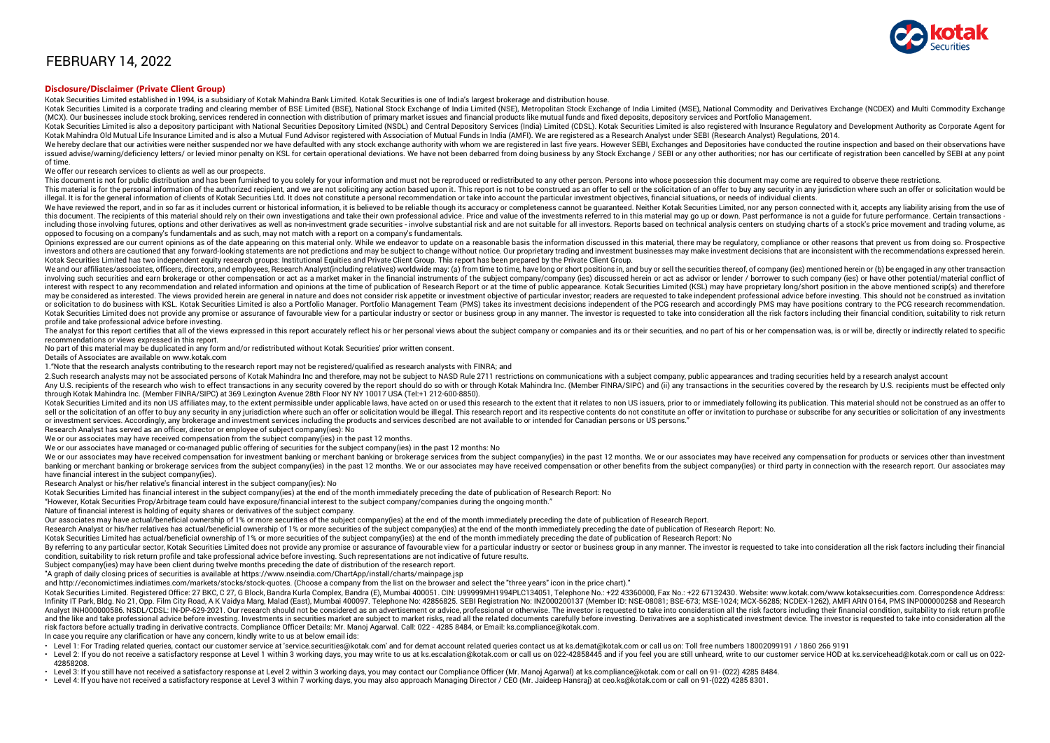# FEBRUARY 14, 2022

### Disclosure/Disclaimer (Private Client Group)

Kotak Securities Limited established in 1994, is a subsidiary of Kotak Mahindra Bank Limited. Kotak Securities is one of India's largest brokerage and distribution house.

Kotak Securities Limited is a corporate trading and clearing member of BSE Limited (BSE), National Stock Exchange of India Limited (NSE), Metropolitan Stock Exchange of India Limited (MSE), National Commodity and Derivatives Exchange (NCDEX) and Multi Commodity Exchange (MCX). Our businesses include stock broking, services rendered in connection with distribution of primary market issues and financial products like mutual funds and fixed deposits, depository services and Portfolio Management.

Kotak Securities Limited is also a depository participant with National Securities Depository Limited (NSDL) and Central Depository Services (India) Limited (CDSL). Kotak Securities Limited is also registered with Insurance Regulatory and Development Authority as Corporate Agent for Kotak Mahindra Old Mutual Life Insurance Limited and is also a Mutual Fund Advisor registered with Association of Mutual Funds in India (AMFI). We are registered as a Research Analyst under SEBI (Research Analyst) Regulations, 2014.

We hereby declare that our activities were neither suspended nor we have defaulted with any stock exchange authority with whom we are registered in last five years. However SEBI, Exchanges and Depositories have conducted the routine inspection and based on their observations have issued advise/warning/deficiency letters/ or levied minor penalty on KSL for certain operational deviations. We have not been debarred from doing business by any Stock Exchange / SEBI or any other authorities; nor has our certificate of registration been cancelled by SEBI at any point of time.

We offer our research services to clients as well as our prospects.

This document is not for public distribution and has been furnished to you solely for your information and must not be reproduced or redistributed to any other person. Persons into whose possession this document may come are required to observe these restrictions.

This material is for the personal information of the authorized recipient, and we are not soliciting any action based upon it. This report is not to be construed as an offer to sell or the solicitation of an offer to buy any security in any jurisdiction where such an offer or solicitation would be illegal. It is for the general information of clients of Kotak Securities Ltd. It does not constitute a personal recommendation or take into account the particular investment objectives, financial situations, or needs of individual clients.

We have reviewed the report, and in so far as it includes current or historical information, it is believed to be reliable though its accuracy or completeness cannot be guaranteed. Neither Kotak Securities Limited, nor any person connected with it, accepts any liability arising from the use of this document. The recipients of this material should rely on their own investigations and take their own professional advice. Price and value of the investments referred to in this material may go up or down. Past performance is not a guide for future performance. Certain transactions - including those involving futures, options and other derivatives as well as non-investment grade securities - involve substantial risk and are not suitable for all investors. Reports based on technical analysis centers on studying charts of a stock's price movement and trading volume, as opposed to focusing on a company's fundamentals and as such, may not match with a report on a company's fundamentals.

Opinions expressed are our current opinions as of the date appearing on this material only. While we endeavor to update on a reasonable basis the information discussed in this material, there may be regulatory, compliance or other reasons that prevent us from doing so. Prospective investors and others are cautioned that any forward-looking statements are not predictions and may be subject to change without notice. Our proprietary trading and investment businesses may make investment decisions that are inconsistent with the recommendations expressed herein. Kotak Securities Limited has two independent equity research groups: Institutional Equities and Private Client Group. This report has been prepared by the Private Client Group.

We and our affiliates/associates, officers, directors, and employees, Research Analyst(including relatives) worldwide may: (a) from time to time, have long or short positions in, and buy or sell the securities thereof, of company (ies) mentioned herein or (b) be engaged in any other transaction involving such securities and earn brokerage or other compensation or act as a market maker in the financial instruments of the subject company/company (ies) discussed herein or act as advisor or lender / borrower to such company (ies) or have other potential/material conflict of interest with respect to any recommendation and related information and opinions at the time of publication of Research Report or at the time of public appearance. Kotak Securities Limited (KSL) may have proprietary long/short position in the above mentioned scrip(s) and therefore may be considered as interested. The views provided herein are general in nature and does not consider risk appetite or investment objective of particular investor; readers are requested to take independent professional advice before investing. This should not be construed as invitation or solicitation to do business with KSL. Kotak Securities Limited is also a Portfolio Manager. Portfolio Management Team (PMS) takes its investment decisions independent of the PCG research and accordingly PMS may have positions contrary to the PCG research recommendation. Kotak Securities Limited does not provide any promise or assurance of favourable view for a particular industry or sector or business group in any manner. The investor is requested to take into consideration all the risk factors including their financial condition, suitability to risk return profile and take professional advice before investing.

The analyst for this report certifies that all of the views expressed in this report accurately reflect his or her personal views about the subject company or companies and its or their securities, and no part of his or her compensation was, is or will be, directly or indirectly related to specific recommendations or views expressed in this report.

No part of this material may be duplicated in any form and/or redistributed without Kotak Securities' prior written consent.

Details of Associates are available on www.kotak.com

1."Note that the research analysts contributing to the research report may not be registered/qualified as research analysts with FINRA; and

2.Such research analysts may not be associated persons of Kotak Mahindra Inc and therefore, may not be subject to NASD Rule 2711 restrictions on communications with a subject company, public appearances and trading securities held by a research analyst account

Any U.S. recipients of the research who wish to effect transactions in any security covered by the report should do so with or through Kotak Mahindra Inc. (Member FINRA/SIPC) and (ii) any transactions in the securities covered by the research by U.S. recipients must be effected only through Kotak Mahindra Inc. (Member FINRA/SIPC) at 369 Lexington Avenue 28th Floor NY NY 10017 USA (Tel:+1 212-600-8850).

Kotak Securities Limited and its non US affiliates may, to the extent permissible under applicable laws, have acted on or used this research to the extent that it relates to non US issuers, prior to or immediately following its publication. This material should not be construed as an offer to sell or the solicitation of an offer to buy any security in any jurisdiction where such an offer or solicitation would be illegal. This research report and its respective contents do not constitute an offer or invitation to purchase or subscribe for any securities or solicitation of any investments or investment services. Accordingly, any brokerage and investment services including the products and services described are not available to or intended for Canadian persons or US persons."

Research Analyst has served as an officer, director or employee of subject company(ies): No

We or our associates may have received compensation from the subject company(ies) in the past 12 months.

We or our associates have managed or co-managed public offering of securities for the subject company(ies) in the past 12 months: No

We or our associates may have received compensation for investment banking or merchant banking or brokerage services from the subject company(ies) in the past 12 months. We or our associates may have received any compensation for products or services other than investment banking or merchant banking or brokerage services from the subject company(ies) in the past 12 months. We or our associates may have received compensation or other benefits from the subject company(ies) or third party in connection with the research report. Our associates may have financial interest in the subject company(ies).

Research Analyst or his/her relative's financial interest in the subject company(ies): No

Kotak Securities Limited has financial interest in the subject company(ies) at the end of the month immediately preceding the date of publication of Research Report: No

"However, Kotak Securities Prop/Arbitrage team could have exposure/financial interest to the subject company/companies during the ongoing month."

Nature of financial interest is holding of equity shares or derivatives of the subject company.

Our associates may have actual/beneficial ownership of 1% or more securities of the subject company(ies) at the end of the month immediately preceding the date of publication of Research Report.

Research Analyst or his/her relatives has actual/beneficial ownership of 1% or more securities of the subject company(ies) at the end of the month immediately preceding the date of publication of Research Report: No.

Kotak Securities Limited has actual/beneficial ownership of 1% or more securities of the subject company(ies) at the end of the month immediately preceding the date of publication of Research Report: No

By referring to any particular sector, Kotak Securities Limited does not provide any promise or assurance of favourable view for a particular industry or sector or business group in any manner. The investor is requested to take into consideration all the risk factors including their financial condition, suitability to risk return profile and take professional advice before investing. Such representations are not indicative of future results.

Subject company(ies) may have been client during twelve months preceding the date of distribution of the research report.

"A graph of daily closing prices of securities is available at https://www.nseindia.com/ChartApp/install/charts/mainpage.jsp

and http://economictimes.indiatimes.com/markets/stocks/stock-quotes. (Choose a company from the list on the browser and select the "three years" icon in the price chart)."

Kotak Securities Limited. Registered Office: 27 BKC, C 27, G Block, Bandra Kurla Complex, Bandra (E), Mumbai 400051. CIN: U99999MH1994PLC134051, Telephone No.: +22 43360000, Fax No.: +22 67132430. Website: www.kotak.com/www.kotaksecurities.com. Correspondence Address: Infinity IT Park, Bldg. No 21, Opp. Film City Road, A K Vaidya Marg, Malad (East), Mumbai 400097. Telephone No: 42856825. SEBI Registration No: INZ000200137 (Member ID: NSE-08081; BSE-673; MSE-1024; MCX-56285; NCDEX-1262), AMFI ARN 0164, PMS INP000000258 and Research Analyst INH000000586. NSDL/CDSL: IN-DP-629-2021. Our research should not be considered as an advertisement or advice, professional or otherwise. The investor is requested to take into consideration all the risk factors including their financial condition, suitability to risk return profile and the like and take professional advice before investing. Investments in securities market are subject to market risks, read all the related documents carefully before investing. Derivatives are a sophisticated investment device. The investor is requested to take into consideration all the risk factors before actually trading in derivative contracts. Compliance Officer Details: Mr. Manoj Agarwal. Call: 022 - 4285 8484, or Email: ks.compliance@kotak.com.

In case you require any clarification or have any concern, kindly write to us at below email ids:

- Level 1: For Trading related queries, contact our customer service at 'service.securities@kotak.com' and for demat account related queries contact us at ks.demat@kotak.com or call us on: Toll free numbers 18002099191 / 1860 266 9191
- Level 2: If you do not receive a satisfactory response at Level 1 within 3 working days, you may write to us at ks.escalation@kotak.com or call us on 022-42858445 and if you feel you are still unheard, write to our customer service HOD at ks.servicehead@kotak.com or call us on 022-42858208.
- Level 3: If you still have not received a satisfactory response at Level 2 within 3 working days, you may contact our Compliance Officer (Mr. Manoj Agarwal) at ks.compliance@kotak.com or call on 91- (022) 4285 8484.
- Level 4: If you have not received a satisfactory response at Level 3 within 7 working days, you may also approach Managing Director / CEO (Mr. Jaideep Hansraj) at ceo.ks@kotak.com or call on 91-(022) 4285 8301.